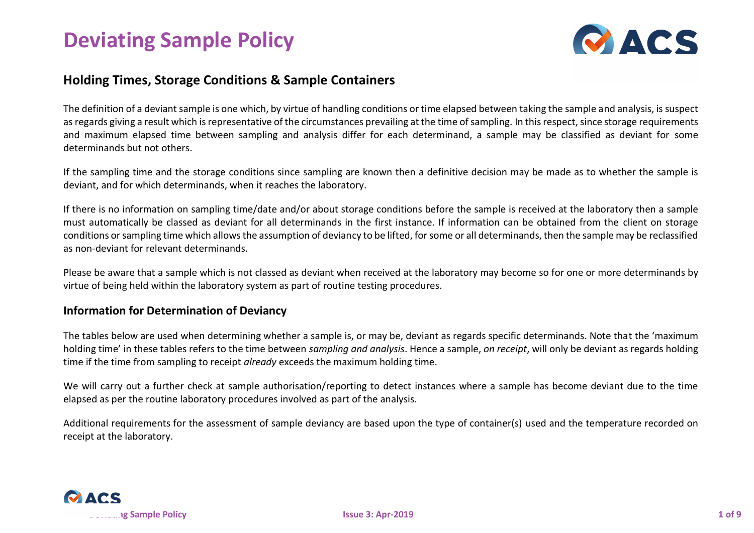# Deviating Sample Policy

## Holding Times, Storage Conditions & Sample Containers

The definition of a deviant sample is one which, by virtue of handling conditions or time elapsed between taking the sample and analysis, is suspect as regards giving a result which is representative of the circumstances prevailing at the time of sampling. In this respect, since storage requirements and maximum elapsed time between sampling and analysis differ for each determinand, a sample may be classified as deviant for some determinands but not others.

If the sampling time and the storage conditions since sampling are known then a definitive decision may be made as to whether the sample is deviant, and for which determinands, when it reaches the laboratory.

If there is no information on sampling time/date and/or about storage conditions before the sample is received at the laboratory then a sample must automatically be classed as deviant for all determinands in the first instance. If information can be obtained from the client on storage conditions or sampling time which allows the assumption of deviancy to be lifted, for some or all determinands, then the sample may be reclassified as non-deviant for relevant determinands.

Please be aware that a sample which is not classed as deviant when received at the laboratory may become so for one or more determinands by virtue of being held within the laboratory system as part of routine testing procedures.

## Information for Determination of Deviancy

The tables below are used when determining whether a sample is, or may be, deviant as regards specific determinands. Note that the 'maximum holding time' in these tables refers to the time between *sampling and analysis*. Hence a sample, *on receipt*, will only be deviant as regards holding time if the time from sampling to receipt *already* exceeds the maximum holding time.

We will carry out a further check at sample authorisation/reporting to detect instances where a sample has become deviant due to the time elapsed as per the routine laboratory procedures involved as part of the analysis.

Additional requirements for the assessment of sample deviancy are based upon the type of container(s) used and the temperature recorded on receipt at the laboratory.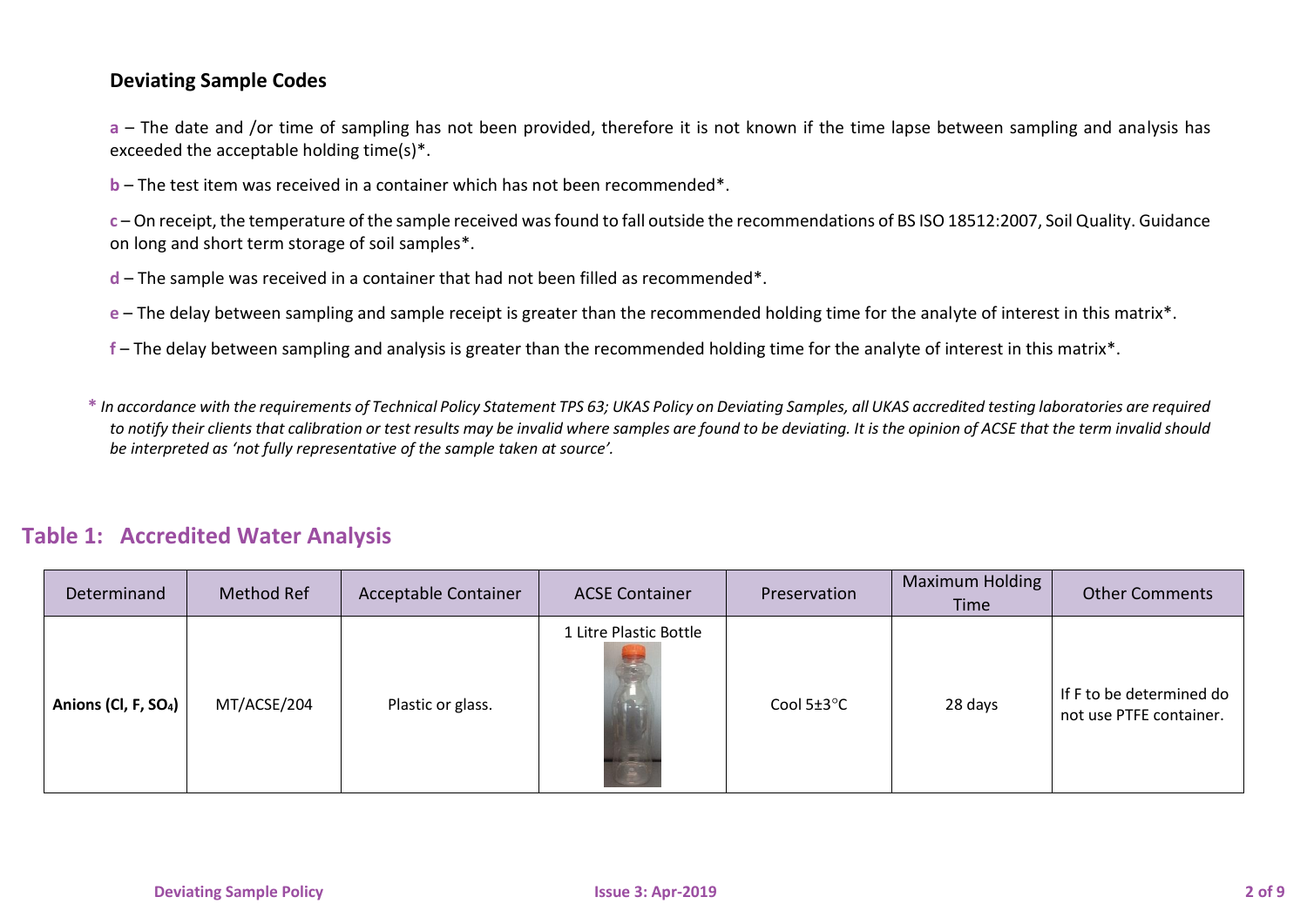## Deviating Sample Codes

**a** – The date and /or time of sampling has not been provided, therefore it is not known if the time lapse between sampling and analysis has exceeded the acceptable holding time(s)*.

**b** – The test item was received in a container which has not been recommended*.

**c** – On receipt, the temperature of the sample received was found to fall outside the recommendations of BS ISO 18512:2007, Soil Quality. Guidance on long and short term storage of soil samples*.

**d** – The sample was received in a container that had not been filled as recommended*.

**e** – The delay between sampling and sample receipt is greater than the recommended holding time for the analyte of interest in this matrix*.

**f** – The delay between sampling and analysis is greater than the recommended holding time for the analyte of interest in this matrix*.

\* *In accordance with the requirements of Technical Policy Statement TPS 63; UKAS Policy on Deviating Samples, all UKAS accredited testing laboratories are required to notify their clients that calibration or test results may be invalid where samples are found to be deviating. It is the opinion of ACSE that the term invalid should be interpreted as 'not fully representative of the sample taken at source'.*

## Table 1: Accredited Water Analysis

| Determinand | Method Ref | Acceptable Container | ACSE Container | Preservation | Maximum Holding Time | Other Comments |
|---|---|---|---|---|---|---|
| **Anions (Cl, F, $SO_4$)** | MT/ACSE/204 | Plastic or glass. | 1 Litre Plastic Bottle | Cool 5±3°C | 28 days | If F to be determined do not use PTFE container. |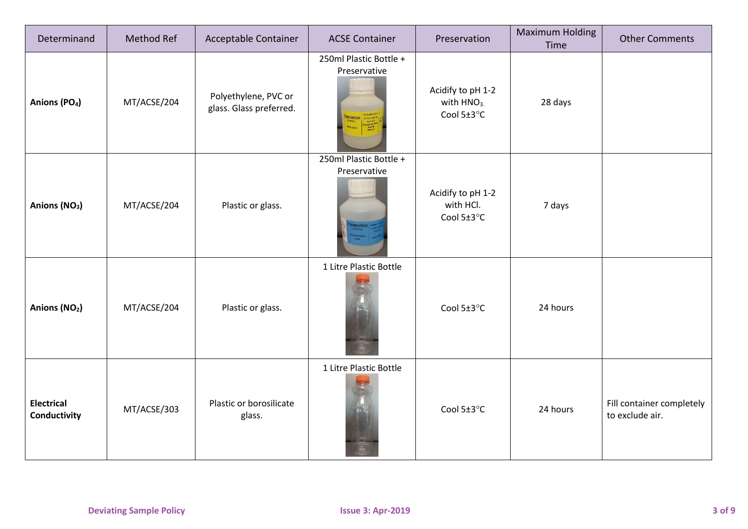| Determinand | Method Ref | Acceptable Container | ACSE Container | Preservation | Maximum Holding Time | Other Comments |
|---|---|---|---|---|---|---|
| **Anions ($PO_4$)** | MT/ACSE/204 | Polyethylene, PVC or glass. Glass preferred. | 250ml Plastic Bottle + Preservative | Acidify to pH 1-2 with $HNO_3$. Cool 5±3°C | 28 days | |
| **Anions ($NO_3$)** | MT/ACSE/204 | Plastic or glass. | 250ml Plastic Bottle + Preservative | Acidify to pH 1-2 with HCl. Cool 5±3°C | 7 days | |
| **Anions ($NO_2$)** | MT/ACSE/204 | Plastic or glass. | 1 Litre Plastic Bottle | Cool 5±3°C | 24 hours | |
| **Electrical Conductivity** | MT/ACSE/303 | Plastic or borosilicate glass. | 1 Litre Plastic Bottle | Cool 5±3°C | 24 hours | Fill container completely to exclude air. |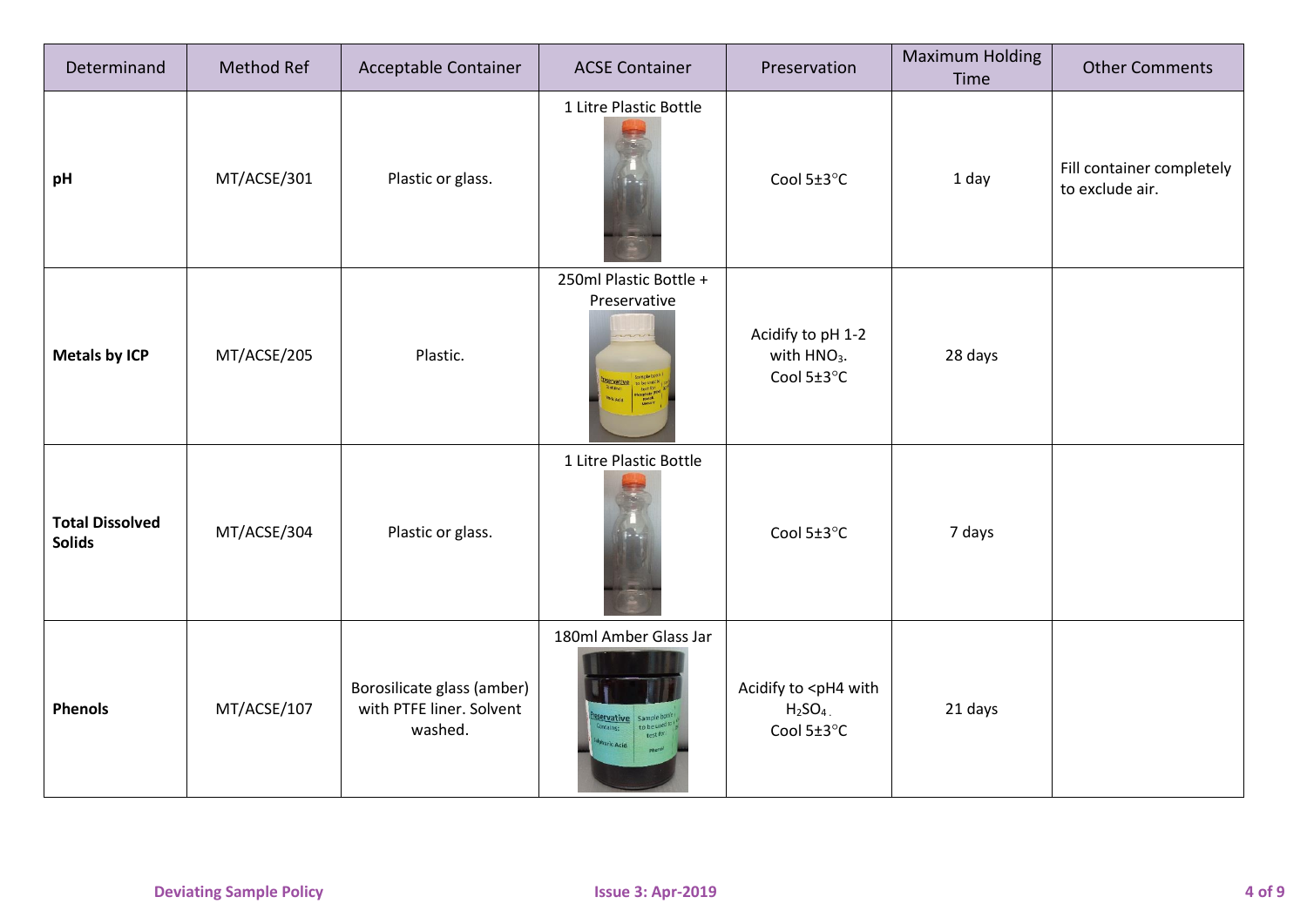| Determinand | Method Ref | Acceptable Container | ACSE Container | Preservation | Maximum Holding Time | Other Comments |
|---|---|---|---|---|---|---|
| **pH** | MT/ACSE/301 | Plastic or glass. | 1 Litre Plastic Bottle | Cool 5±3°C | 1 day | Fill container completely to exclude air. |
| **Metals by ICP** | MT/ACSE/205 | Plastic. | 250ml Plastic Bottle + Preservative | Acidify to pH 1-2 with $HNO_3$. Cool 5±3°C | 28 days | |
| **Total Dissolved Solids** | MT/ACSE/304 | Plastic or glass. | 1 Litre Plastic Bottle | Cool 5±3°C | 7 days | |
| **Phenols** | MT/ACSE/107 | Borosilicate glass (amber) with PTFE liner. Solvent washed. | 180ml Amber Glass Jar | Acidify to <pH4 with $H_2SO_4$. Cool 5±3°C | 21 days | |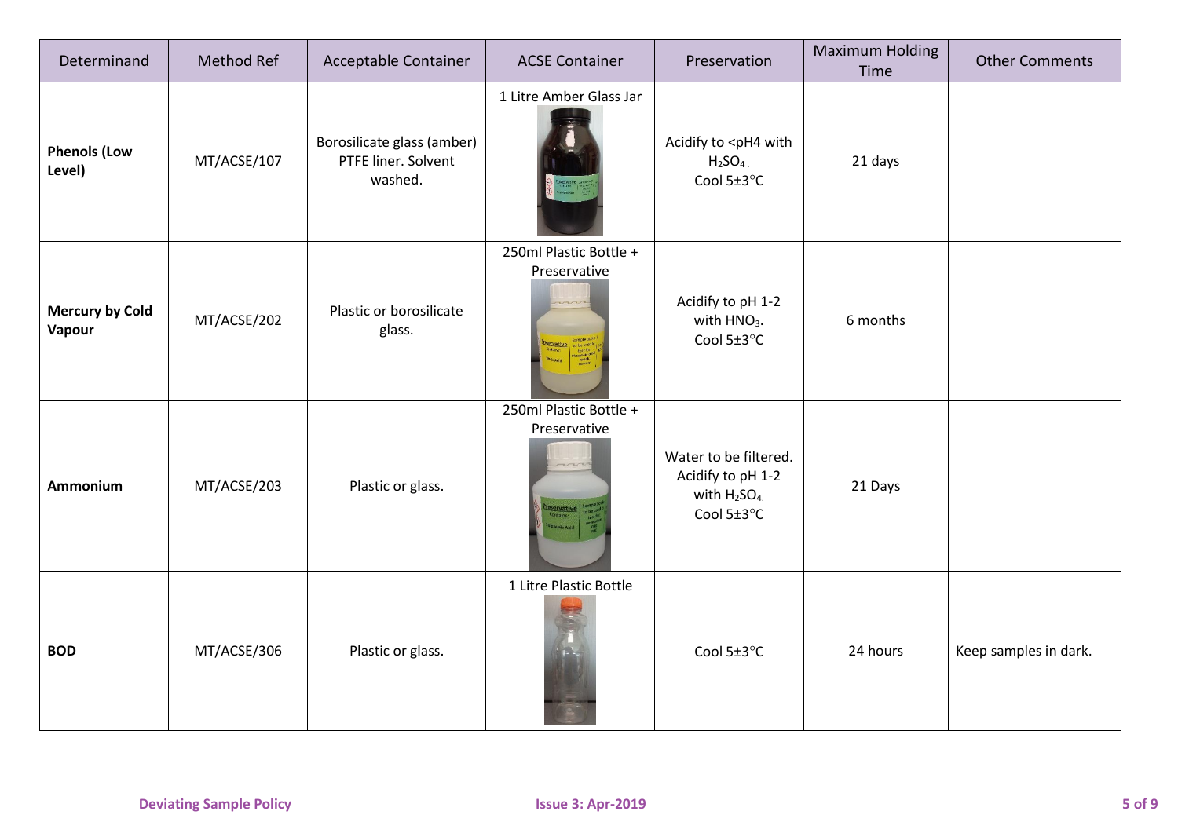| Determinand | Method Ref | Acceptable Container | ACSE Container | Preservation | Maximum Holding Time | Other Comments |
|---|---|---|---|---|---|---|
| **Phenols (Low Level)** | MT/ACSE/107 | Borosilicate glass (amber) PTFE liner. Solvent washed. | 1 Litre Amber Glass Jar | Acidify to <pH4 with $H_2SO_4$. Cool 5±3°C | 21 days | |
| **Mercury by Cold Vapour** | MT/ACSE/202 | Plastic or borosilicate glass. | 250ml Plastic Bottle + Preservative | Acidify to pH 1-2 with $HNO_3$. Cool 5±3°C | 6 months | |
| **Ammonium** | MT/ACSE/203 | Plastic or glass. | 250ml Plastic Bottle + Preservative | Water to be filtered. Acidify to pH 1-2 with $H_2SO_4$. Cool 5±3°C | 21 Days | |
| **BOD** | MT/ACSE/306 | Plastic or glass. | 1 Litre Plastic Bottle | Cool 5±3°C | 24 hours | Keep samples in dark. |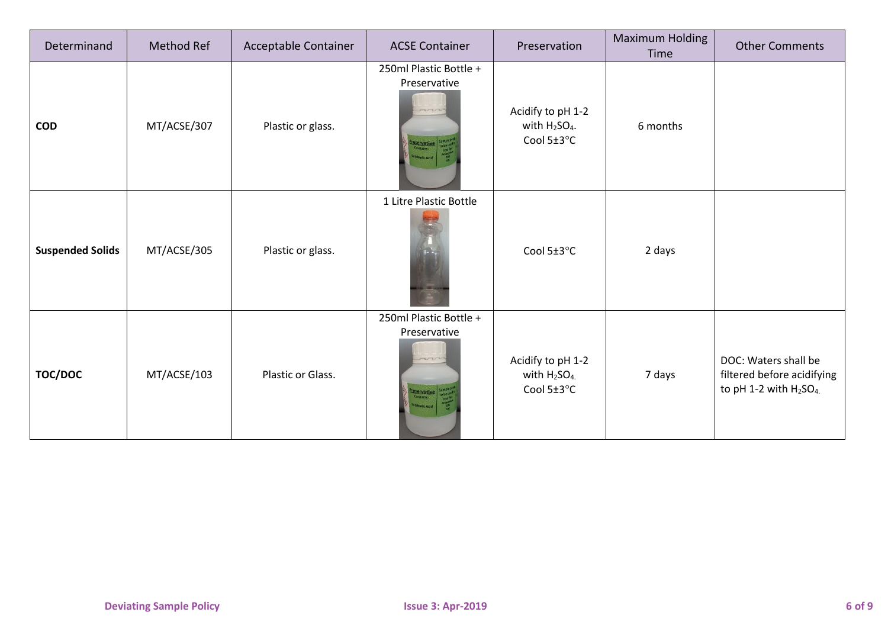| Determinand | Method Ref | Acceptable Container | ACSE Container | Preservation | Maximum Holding Time | Other Comments |
|---|---|---|---|---|---|---|
| **COD** | MT/ACSE/307 | Plastic or glass. | 250ml Plastic Bottle + Preservative | Acidify to pH 1-2 with $H_2SO_4$. Cool 5±3°C | 6 months | |
| **Suspended Solids** | MT/ACSE/305 | Plastic or glass. | 1 Litre Plastic Bottle | Cool 5±3°C | 2 days | |
| **TOC/DOC** | MT/ACSE/103 | Plastic or Glass. | 250ml Plastic Bottle + Preservative | Acidify to pH 1-2 with $H_2SO_4$. Cool 5±3°C | 7 days | DOC: Waters shall be filtered before acidifying to pH 1-2 with $H_2SO_4$. |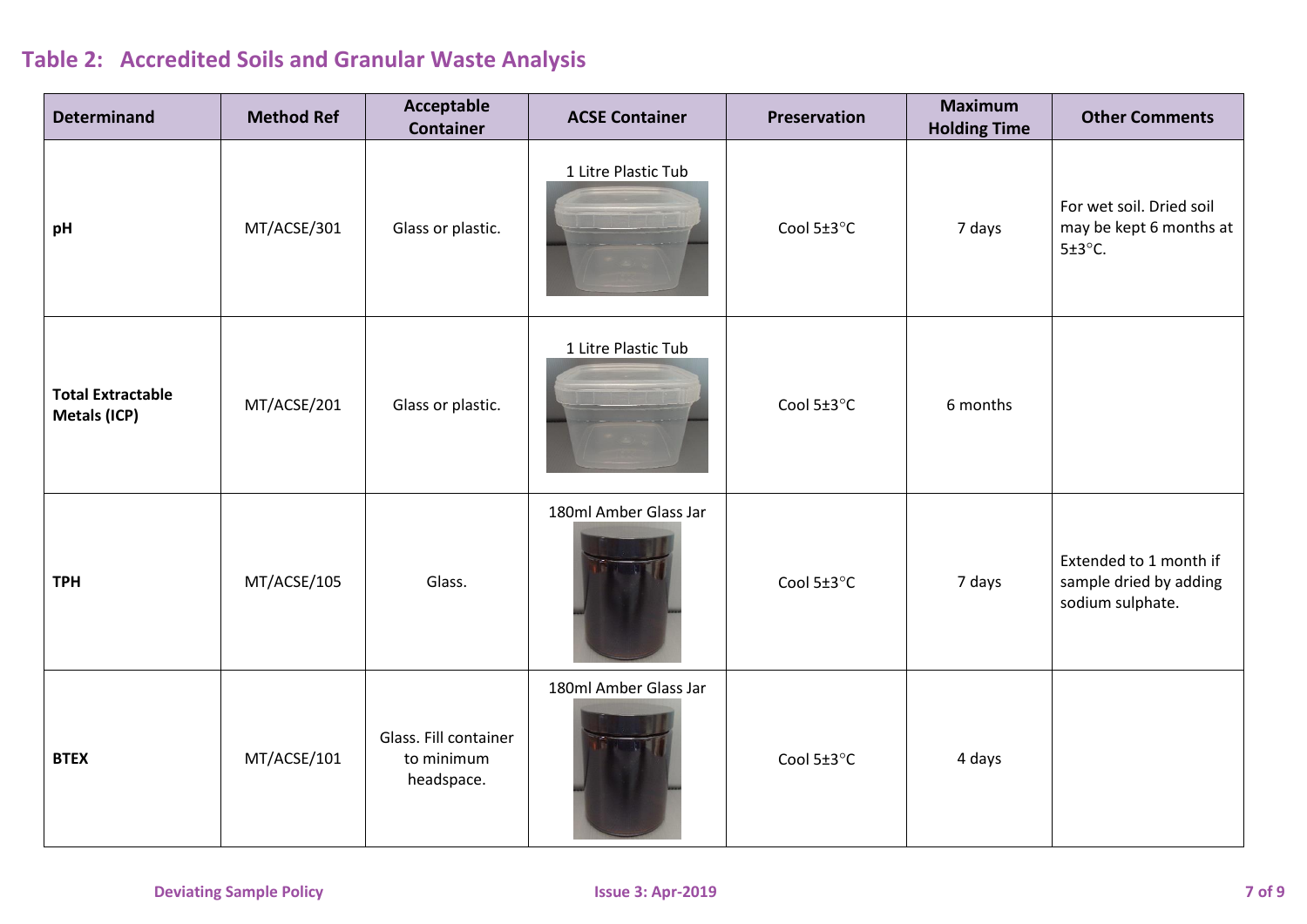## Table 2: Accredited Soils and Granular Waste Analysis

| Determinand | Method Ref | Acceptable Container | ACSE Container | Preservation | Maximum Holding Time | Other Comments |
|---|---|---|---|---|---|---|
| **pH** | MT/ACSE/301 | Glass or plastic. | 1 Litre Plastic Tub | Cool 5±3°C | 7 days | For wet soil. Dried soil may be kept 6 months at 5±3°C. |
| **Total Extractable Metals (ICP)** | MT/ACSE/201 | Glass or plastic. | 1 Litre Plastic Tub | Cool 5±3°C | 6 months | |
| **TPH** | MT/ACSE/105 | Glass. | 180ml Amber Glass Jar | Cool 5±3°C | 7 days | Extended to 1 month if sample dried by adding sodium sulphate. |
| **BTEX** | MT/ACSE/101 | Glass. Fill container to minimum headspace. | 180ml Amber Glass Jar | Cool 5±3°C | 4 days | |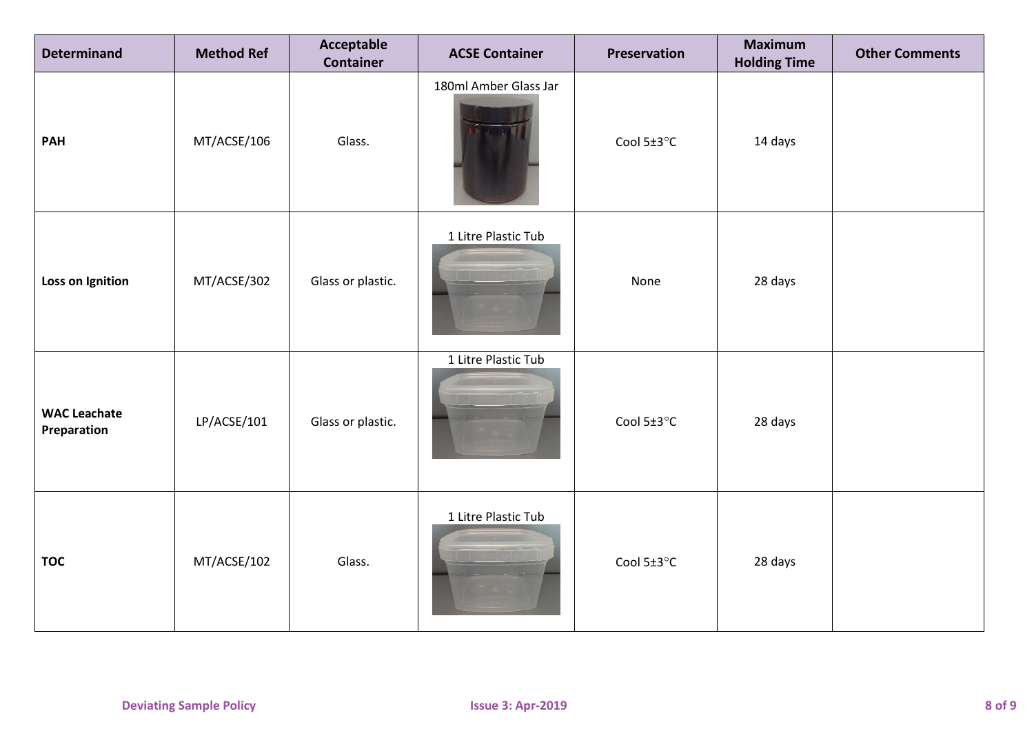| Determinand | Method Ref | Acceptable Container | ACSE Container | Preservation | Maximum Holding Time | Other Comments |
|---|---|---|---|---|---|---|
| **PAH** | MT/ACSE/106 | Glass. | 180ml Amber Glass Jar | Cool 5±3°C | 14 days | |
| **Loss on Ignition** | MT/ACSE/302 | Glass or plastic. | 1 Litre Plastic Tub | None | 28 days | |
| **WAC Leachate Preparation** | LP/ACSE/101 | Glass or plastic. | 1 Litre Plastic Tub | Cool 5±3°C | 28 days | |
| **TOC** | MT/ACSE/102 | Glass. | 1 Litre Plastic Tub | Cool 5±3°C | 28 days | |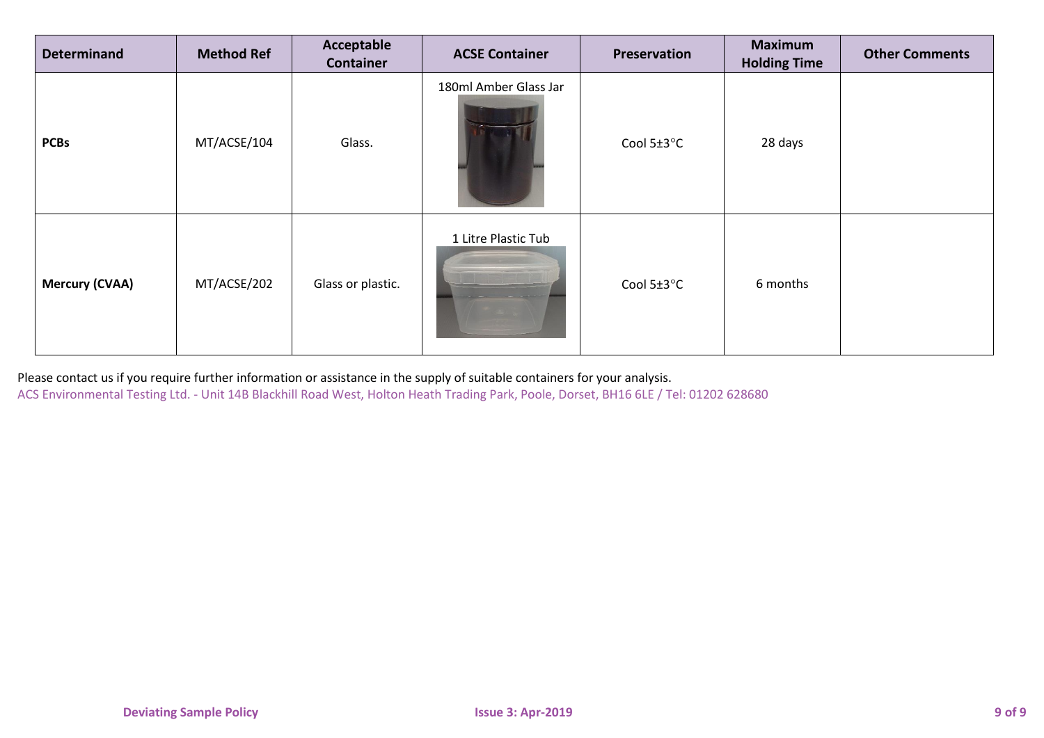| Determinand | Method Ref | Acceptable Container | ACSE Container | Preservation | Maximum Holding Time | Other Comments |
|---|---|---|---|---|---|---|
| **PCBs** | MT/ACSE/104 | Glass. | 180ml Amber Glass Jar | Cool 5±3°C | 28 days | |
| **Mercury (CVAA)** | MT/ACSE/202 | Glass or plastic. | 1 Litre Plastic Tub | Cool 5±3°C | 6 months | |

Please contact us if you require further information or assistance in the supply of suitable containers for your analysis.

ACS Environmental Testing Ltd. - Unit 14B Blackhill Road West, Holton Heath Trading Park, Poole, Dorset, BH16 6LE / Tel: 01202 628680